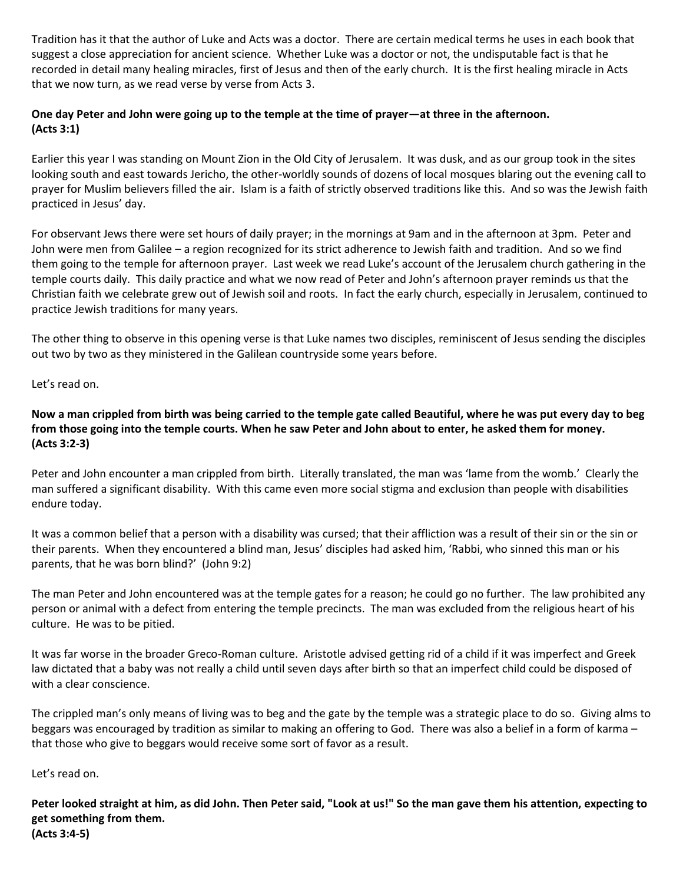Tradition has it that the author of Luke and Acts was a doctor. There are certain medical terms he uses in each book that suggest a close appreciation for ancient science. Whether Luke was a doctor or not, the undisputable fact is that he recorded in detail many healing miracles, first of Jesus and then of the early church. It is the first healing miracle in Acts that we now turn, as we read verse by verse from Acts 3.

**One day Peter and John were going up to the temple at the time of prayer—at three in the afternoon. (Acts 3:1)**

Earlier this year I was standing on Mount Zion in the Old City of Jerusalem. It was dusk, and as our group took in the sites looking south and east towards Jericho, the other-worldly sounds of dozens of local mosques blaring out the evening call to prayer for Muslim believers filled the air. Islam is a faith of strictly observed traditions like this. And so was the Jewish faith practiced in Jesus' day.

For observant Jews there were set hours of daily prayer; in the mornings at 9am and in the afternoon at 3pm. Peter and John were men from Galilee – a region recognized for its strict adherence to Jewish faith and tradition. And so we find them going to the temple for afternoon prayer. Last week we read Luke's account of the Jerusalem church gathering in the temple courts daily. This daily practice and what we now read of Peter and John's afternoon prayer reminds us that the Christian faith we celebrate grew out of Jewish soil and roots. In fact the early church, especially in Jerusalem, continued to practice Jewish traditions for many years.

The other thing to observe in this opening verse is that Luke names two disciples, reminiscent of Jesus sending the disciples out two by two as they ministered in the Galilean countryside some years before.

Let's read on.

**Now a man crippled from birth was being carried to the temple gate called Beautiful, where he was put every day to beg from those going into the temple courts. When he saw Peter and John about to enter, he asked them for money. (Acts 3:2-3)**

Peter and John encounter a man crippled from birth. Literally translated, the man was 'lame from the womb.' Clearly the man suffered a significant disability. With this came even more social stigma and exclusion than people with disabilities endure today.

It was a common belief that a person with a disability was cursed; that their affliction was a result of their sin or the sin or their parents. When they encountered a blind man, Jesus' disciples had asked him, 'Rabbi, who sinned this man or his parents, that he was born blind?' (John 9:2)

The man Peter and John encountered was at the temple gates for a reason; he could go no further. The law prohibited any person or animal with a defect from entering the temple precincts. The man was excluded from the religious heart of his culture. He was to be pitied.

It was far worse in the broader Greco-Roman culture. Aristotle advised getting rid of a child if it was imperfect and Greek law dictated that a baby was not really a child until seven days after birth so that an imperfect child could be disposed of with a clear conscience.

The crippled man's only means of living was to beg and the gate by the temple was a strategic place to do so. Giving alms to beggars was encouraged by tradition as similar to making an offering to God. There was also a belief in a form of karma – that those who give to beggars would receive some sort of favor as a result.

Let's read on.

**Peter looked straight at him, as did John. Then Peter said, "Look at us!" So the man gave them his attention, expecting to get something from them. (Acts 3:4-5)**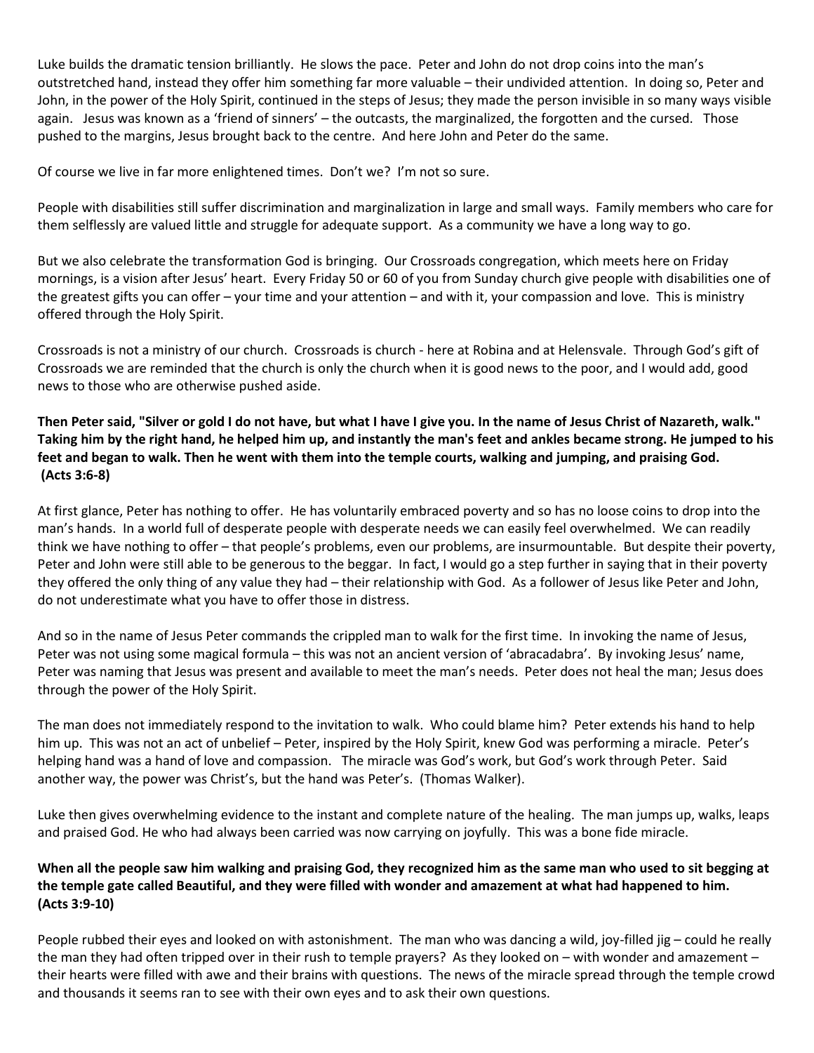Luke builds the dramatic tension brilliantly. He slows the pace. Peter and John do not drop coins into the man's outstretched hand, instead they offer him something far more valuable – their undivided attention. In doing so, Peter and John, in the power of the Holy Spirit, continued in the steps of Jesus; they made the person invisible in so many ways visible again. Jesus was known as a 'friend of sinners' – the outcasts, the marginalized, the forgotten and the cursed. Those pushed to the margins, Jesus brought back to the centre. And here John and Peter do the same.

Of course we live in far more enlightened times. Don't we? I'm not so sure.

People with disabilities still suffer discrimination and marginalization in large and small ways. Family members who care for them selflessly are valued little and struggle for adequate support. As a community we have a long way to go.

But we also celebrate the transformation God is bringing. Our Crossroads congregation, which meets here on Friday mornings, is a vision after Jesus' heart. Every Friday 50 or 60 of you from Sunday church give people with disabilities one of the greatest gifts you can offer – your time and your attention – and with it, your compassion and love. This is ministry offered through the Holy Spirit.

Crossroads is not a ministry of our church. Crossroads is church - here at Robina and at Helensvale. Through God's gift of Crossroads we are reminded that the church is only the church when it is good news to the poor, and I would add, good news to those who are otherwise pushed aside.

**Then Peter said, "Silver or gold I do not have, but what I have I give you. In the name of Jesus Christ of Nazareth, walk." Taking him by the right hand, he helped him up, and instantly the man's feet and ankles became strong. He jumped to his feet and began to walk. Then he went with them into the temple courts, walking and jumping, and praising God. (Acts 3:6-8)**

At first glance, Peter has nothing to offer. He has voluntarily embraced poverty and so has no loose coins to drop into the man's hands. In a world full of desperate people with desperate needs we can easily feel overwhelmed. We can readily think we have nothing to offer – that people's problems, even our problems, are insurmountable. But despite their poverty, Peter and John were still able to be generous to the beggar. In fact, I would go a step further in saying that in their poverty they offered the only thing of any value they had – their relationship with God. As a follower of Jesus like Peter and John, do not underestimate what you have to offer those in distress.

And so in the name of Jesus Peter commands the crippled man to walk for the first time. In invoking the name of Jesus, Peter was not using some magical formula – this was not an ancient version of 'abracadabra'. By invoking Jesus' name, Peter was naming that Jesus was present and available to meet the man's needs. Peter does not heal the man; Jesus does through the power of the Holy Spirit.

The man does not immediately respond to the invitation to walk. Who could blame him? Peter extends his hand to help him up. This was not an act of unbelief – Peter, inspired by the Holy Spirit, knew God was performing a miracle. Peter's helping hand was a hand of love and compassion. The miracle was God's work, but God's work through Peter. Said another way, the power was Christ's, but the hand was Peter's. (Thomas Walker).

Luke then gives overwhelming evidence to the instant and complete nature of the healing. The man jumps up, walks, leaps and praised God. He who had always been carried was now carrying on joyfully. This was a bone fide miracle.

**When all the people saw him walking and praising God, they recognized him as the same man who used to sit begging at the temple gate called Beautiful, and they were filled with wonder and amazement at what had happened to him. (Acts 3:9-10)**

People rubbed their eyes and looked on with astonishment. The man who was dancing a wild, joy-filled jig – could he really the man they had often tripped over in their rush to temple prayers? As they looked on – with wonder and amazement – their hearts were filled with awe and their brains with questions. The news of the miracle spread through the temple crowd and thousands it seems ran to see with their own eyes and to ask their own questions.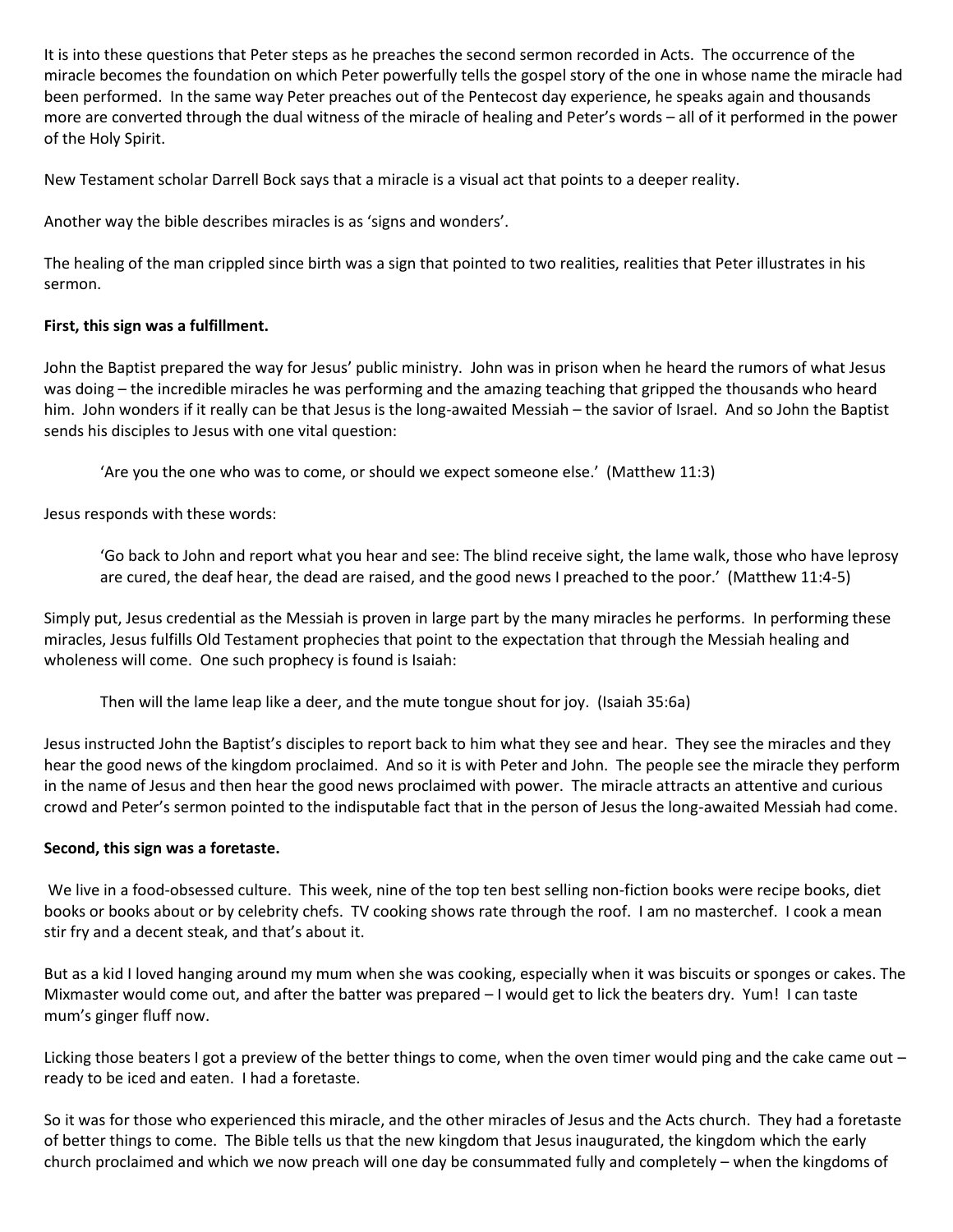It is into these questions that Peter steps as he preaches the second sermon recorded in Acts. The occurrence of the miracle becomes the foundation on which Peter powerfully tells the gospel story of the one in whose name the miracle had been performed. In the same way Peter preaches out of the Pentecost day experience, he speaks again and thousands more are converted through the dual witness of the miracle of healing and Peter's words – all of it performed in the power of the Holy Spirit.

New Testament scholar Darrell Bock says that a miracle is a visual act that points to a deeper reality.

Another way the bible describes miracles is as 'signs and wonders'.

The healing of the man crippled since birth was a sign that pointed to two realities, realities that Peter illustrates in his sermon.

**First, this sign was a fulfillment.**

John the Baptist prepared the way for Jesus' public ministry. John was in prison when he heard the rumors of what Jesus was doing – the incredible miracles he was performing and the amazing teaching that gripped the thousands who heard him. John wonders if it really can be that Jesus is the long-awaited Messiah – the savior of Israel. And so John the Baptist sends his disciples to Jesus with one vital question:

> 'Are you the one who was to come, or should we expect someone else.' (Matthew 11:3)

Jesus responds with these words:

> 'Go back to John and report what you hear and see: The blind receive sight, the lame walk, those who have leprosy are cured, the deaf hear, the dead are raised, and the good news I preached to the poor.' (Matthew 11:4-5)

Simply put, Jesus credential as the Messiah is proven in large part by the many miracles he performs. In performing these miracles, Jesus fulfills Old Testament prophecies that point to the expectation that through the Messiah healing and wholeness will come. One such prophecy is found is Isaiah:

> Then will the lame leap like a deer, and the mute tongue shout for joy. (Isaiah 35:6a)

Jesus instructed John the Baptist's disciples to report back to him what they see and hear. They see the miracles and they hear the good news of the kingdom proclaimed. And so it is with Peter and John. The people see the miracle they perform in the name of Jesus and then hear the good news proclaimed with power. The miracle attracts an attentive and curious crowd and Peter's sermon pointed to the indisputable fact that in the person of Jesus the long-awaited Messiah had come.

**Second, this sign was a foretaste.**

We live in a food-obsessed culture. This week, nine of the top ten best selling non-fiction books were recipe books, diet books or books about or by celebrity chefs. TV cooking shows rate through the roof. I am no masterchef. I cook a mean stir fry and a decent steak, and that's about it.

But as a kid I loved hanging around my mum when she was cooking, especially when it was biscuits or sponges or cakes. The Mixmaster would come out, and after the batter was prepared – I would get to lick the beaters dry. Yum! I can taste mum's ginger fluff now.

Licking those beaters I got a preview of the better things to come, when the oven timer would ping and the cake came out – ready to be iced and eaten. I had a foretaste.

So it was for those who experienced this miracle, and the other miracles of Jesus and the Acts church. They had a foretaste of better things to come. The Bible tells us that the new kingdom that Jesus inaugurated, the kingdom which the early church proclaimed and which we now preach will one day be consummated fully and completely – when the kingdoms of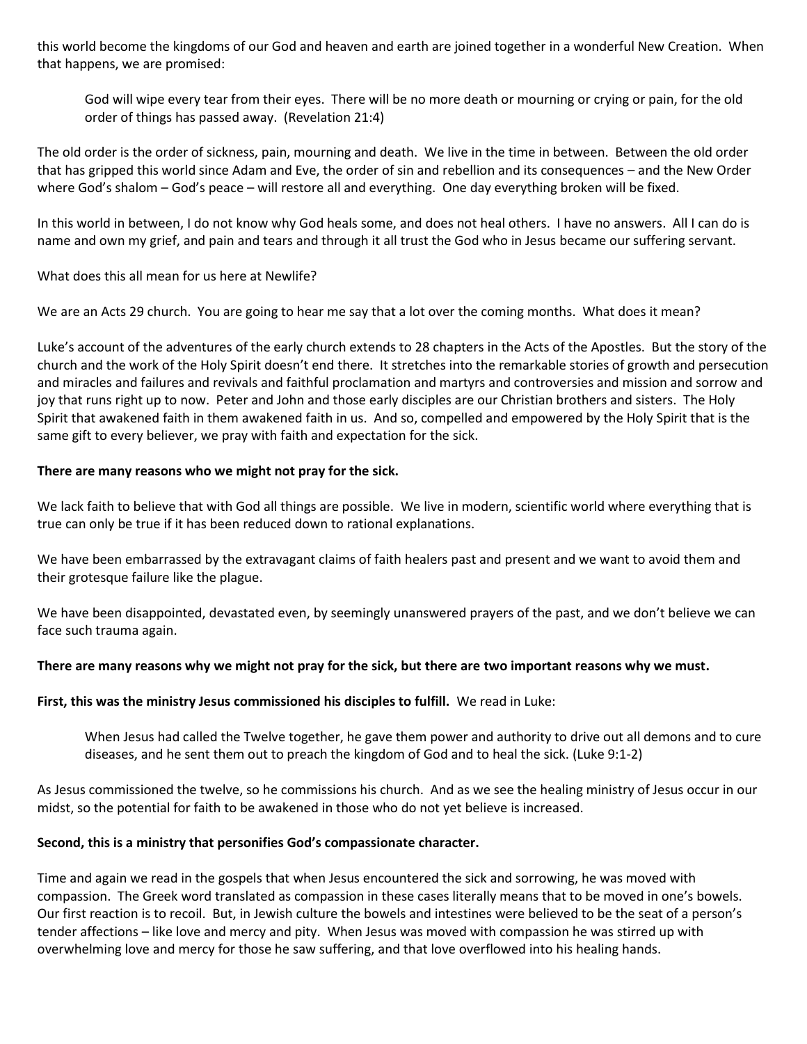this world become the kingdoms of our God and heaven and earth are joined together in a wonderful New Creation. When that happens, we are promised:

> God will wipe every tear from their eyes. There will be no more death or mourning or crying or pain, for the old order of things has passed away. (Revelation 21:4)

The old order is the order of sickness, pain, mourning and death. We live in the time in between. Between the old order that has gripped this world since Adam and Eve, the order of sin and rebellion and its consequences – and the New Order where God's shalom – God's peace – will restore all and everything. One day everything broken will be fixed.

In this world in between, I do not know why God heals some, and does not heal others. I have no answers. All I can do is name and own my grief, and pain and tears and through it all trust the God who in Jesus became our suffering servant.

What does this all mean for us here at Newlife?

We are an Acts 29 church. You are going to hear me say that a lot over the coming months. What does it mean?

Luke's account of the adventures of the early church extends to 28 chapters in the Acts of the Apostles. But the story of the church and the work of the Holy Spirit doesn't end there. It stretches into the remarkable stories of growth and persecution and miracles and failures and revivals and faithful proclamation and martyrs and controversies and mission and sorrow and joy that runs right up to now. Peter and John and those early disciples are our Christian brothers and sisters. The Holy Spirit that awakened faith in them awakened faith in us. And so, compelled and empowered by the Holy Spirit that is the same gift to every believer, we pray with faith and expectation for the sick.

**There are many reasons who we might not pray for the sick.**

We lack faith to believe that with God all things are possible. We live in modern, scientific world where everything that is true can only be true if it has been reduced down to rational explanations.

We have been embarrassed by the extravagant claims of faith healers past and present and we want to avoid them and their grotesque failure like the plague.

We have been disappointed, devastated even, by seemingly unanswered prayers of the past, and we don't believe we can face such trauma again.

**There are many reasons why we might not pray for the sick, but there are two important reasons why we must.**

**First, this was the ministry Jesus commissioned his disciples to fulfill.** We read in Luke:

> When Jesus had called the Twelve together, he gave them power and authority to drive out all demons and to cure diseases, and he sent them out to preach the kingdom of God and to heal the sick. (Luke 9:1-2)

As Jesus commissioned the twelve, so he commissions his church. And as we see the healing ministry of Jesus occur in our midst, so the potential for faith to be awakened in those who do not yet believe is increased.

**Second, this is a ministry that personifies God's compassionate character.**

Time and again we read in the gospels that when Jesus encountered the sick and sorrowing, he was moved with compassion. The Greek word translated as compassion in these cases literally means that to be moved in one's bowels. Our first reaction is to recoil. But, in Jewish culture the bowels and intestines were believed to be the seat of a person's tender affections – like love and mercy and pity. When Jesus was moved with compassion he was stirred up with overwhelming love and mercy for those he saw suffering, and that love overflowed into his healing hands.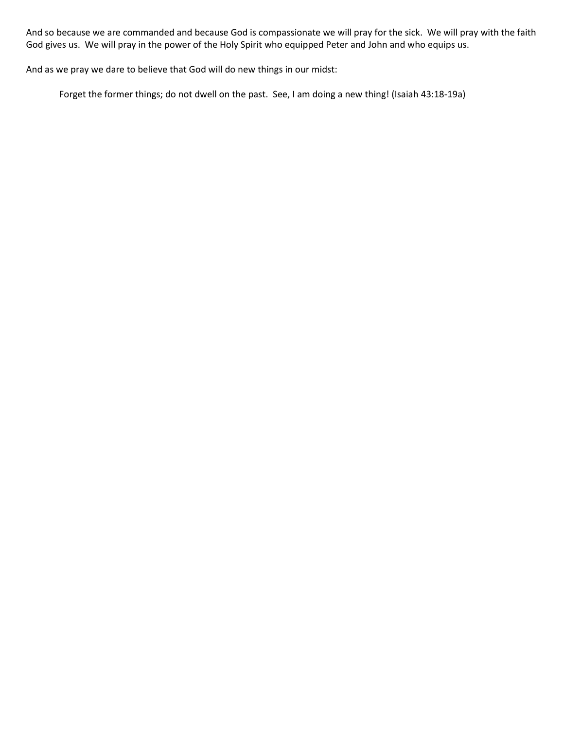And so because we are commanded and because God is compassionate we will pray for the sick. We will pray with the faith God gives us. We will pray in the power of the Holy Spirit who equipped Peter and John and who equips us.

And as we pray we dare to believe that God will do new things in our midst:

> Forget the former things; do not dwell on the past. See, I am doing a new thing! (Isaiah 43:18-19a)